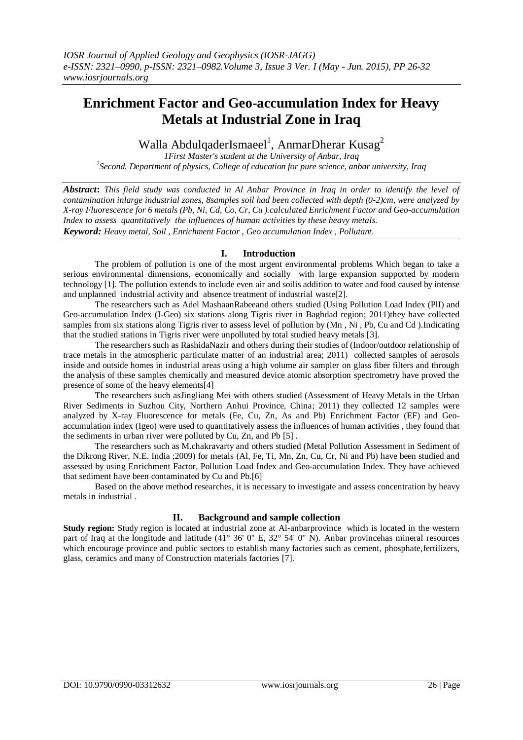# Enrichment Factor and Geo-accumulation Index for Heavy Metals at Industrial Zone in Iraq

Walla AbdulqaderIsmaeel[1], AnmarDherar Kusag[2]

*1First Master's student at the University of Anbar, Iraq*
*[2]Second. Department of physics, College of education for pure science, anbar university, Iraq*

***Abstract*:** *This field study was conducted in Al Anbar Province in Iraq in order to identify the level of contamination inlarge industrial zones, 8samples soil had been collected with depth (0-2)cm, were analyzed by X-ray Fluorescence for 6 metals (Pb, Ni, Cd, Co, Cr, Cu ).calculated Enrichment Factor and Geo-accumulation Index to assess quantitatively the influences of human activities by these heavy metals.*

***Keyword:*** *Heavy metal, Soil , Enrichment Factor , Geo accumulation Index , Pollutant.*

## I. Introduction

The problem of pollution is one of the most urgent environmental problems Which began to take a serious environmental dimensions, economically and socially with large expansion supported by modern technology [1]. The pollution extends to include even air and soilis addition to water and food caused by intense and unplanned industrial activity and absence treatment of industrial waste[2].

The researchers such as Adel MashaanRabeeand others studied (Using Pollution Load Index (PlI) and Geo-accumulation Index (I-Geo) six stations along Tigris river in Baghdad region; 2011)they have collected samples from six stations along Tigris river to assess level of pollution by (Mn , Ni , Pb, Cu and Cd ).Indicating that the studied stations in Tigris river were unpolluted by total studied heavy metals [3].

The researchers such as RashidaNazir and others during their studies of (Indoor/outdoor relationship of trace metals in the atmospheric particulate matter of an industrial area; 2011) collected samples of aerosols inside and outside homes in industrial areas using a high volume air sampler on glass fiber filters and through the analysis of these samples chemically and measured device atomic absorption spectrometry have proved the presence of some of the heavy elements[4]

The researchers such asJingliang Mei with others studied (Assessment of Heavy Metals in the Urban River Sediments in Suzhou City, Northern Anhui Province, China; 2011) they collected 12 samples were analyzed by X-ray Fluorescence for metals (Fe, Cu, Zn, As and Pb) Enrichment Factor (EF) and Geo-accumulation index (Igeo) were used to quantitatively assess the influences of human activities , they found that the sediments in urban river were polluted by Cu, Zn, and Pb [5] .

The researchers such as M.chakravarty and others studied (Metal Pollution Assessment in Sediment of the Dikrong River, N.E. India ;2009) for metals (Al, Fe, Ti, Mn, Zn, Cu, Cr, Ni and Pb) have been studied and assessed by using Enrichment Factor, Pollution Load Index and Geo-accumulation Index. They have achieved that sediment have been contaminated by Cu and Pb.[6]

Based on the above method researches, it is necessary to investigate and assess concentration by heavy metals in industrial .

## II. Background and sample collection

**Study region:** Study region is located at industrial zone at Al-anbarprovince which is located in the western part of Iraq at the longitude and latitude (41° 36' 0" E, 32° 54' 0" N). Anbar provincehas mineral resources which encourage province and public sectors to establish many factories such as cement, phosphate,fertilizers, glass, ceramics and many of Construction materials factories [7].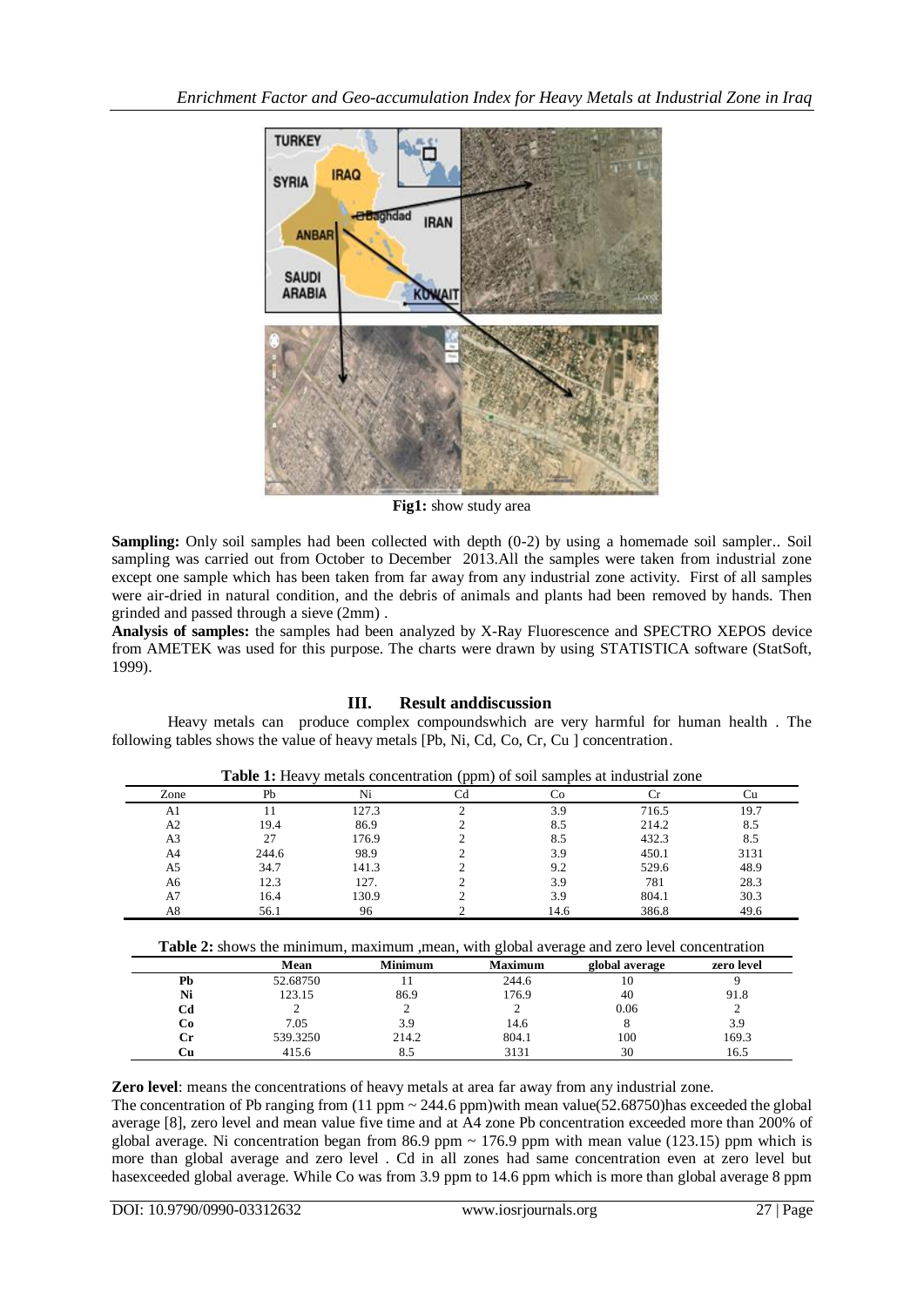**Fig1:** show study area

**Sampling:** Only soil samples had been collected with depth (0-2) by using a homemade soil sampler.. Soil sampling was carried out from October to December 2013.All the samples were taken from industrial zone except one sample which has been taken from far away from any industrial zone activity. First of all samples were air-dried in natural condition, and the debris of animals and plants had been removed by hands. Then grinded and passed through a sieve (2mm) .

**Analysis of samples:** the samples had been analyzed by X-Ray Fluorescence and SPECTRO XEPOS device from AMETEK was used for this purpose. The charts were drawn by using STATISTICA software (StatSoft, 1999).

## III. Result anddiscussion

Heavy metals can produce complex compoundswhich are very harmful for human health . The following tables shows the value of heavy metals [Pb, Ni, Cd, Co, Cr, Cu ] concentration.

**Table 1:** Heavy metals concentration (ppm) of soil samples at industrial zone

| Zone | Pb | Ni | Cd | Co | Cr | Cu |
|---|---|---|---|---|---|---|
| A1 | 11 | 127.3 | 2 | 3.9 | 716.5 | 19.7 |
| A2 | 19.4 | 86.9 | 2 | 8.5 | 214.2 | 8.5 |
| A3 | 27 | 176.9 | 2 | 8.5 | 432.3 | 8.5 |
| A4 | 244.6 | 98.9 | 2 | 3.9 | 450.1 | 3131 |
| A5 | 34.7 | 141.3 | 2 | 9.2 | 529.6 | 48.9 |
| A6 | 12.3 | 127. | 2 | 3.9 | 781 | 28.3 |
| A7 | 16.4 | 130.9 | 2 | 3.9 | 804.1 | 30.3 |
| A8 | 56.1 | 96 | 2 | 14.6 | 386.8 | 49.6 |

**Table 2:** shows the minimum, maximum ,mean, with global average and zero level concentration

| | Mean | Minimum | Maximum | global average | zero level |
|---|---|---|---|---|---|
| **Pb** | 52.68750 | 11 | 244.6 | 10 | 9 |
| **Ni** | 123.15 | 86.9 | 176.9 | 40 | 91.8 |
| **Cd** | 2 | 2 | 2 | 0.06 | 2 |
| **Co** | 7.05 | 3.9 | 14.6 | 8 | 3.9 |
| **Cr** | 539.3250 | 214.2 | 804.1 | 100 | 169.3 |
| **Cu** | 415.6 | 8.5 | 3131 | 30 | 16.5 |

**Zero level**: means the concentrations of heavy metals at area far away from any industrial zone.

The concentration of Pb ranging from (11 ppm ~ 244.6 ppm)with mean value(52.68750)has exceeded the global average [8], zero level and mean value five time and at A4 zone Pb concentration exceeded more than 200% of global average. Ni concentration began from 86.9 ppm ~ 176.9 ppm with mean value (123.15) ppm which is more than global average and zero level . Cd in all zones had same concentration even at zero level but hasexceeded global average. While Co was from 3.9 ppm to 14.6 ppm which is more than global average 8 ppm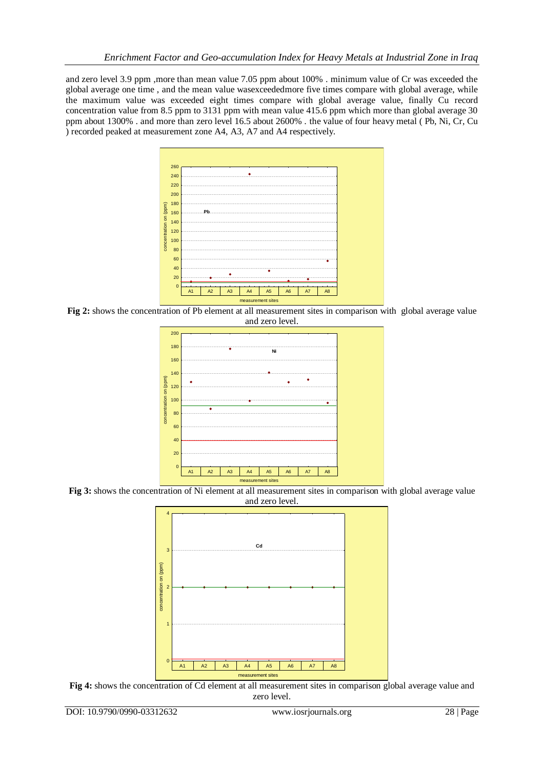and zero level 3.9 ppm ,more than mean value 7.05 ppm about 100% . minimum value of Cr was exceeded the global average one time , and the mean value wasexceededmore five times compare with global average, while the maximum value was exceeded eight times compare with global average value, finally Cu record concentration value from 8.5 ppm to 3131 ppm with mean value 415.6 ppm which more than global average 30 ppm about 1300% . and more than zero level 16.5 about 2600% . the value of four heavy metal ( Pb, Ni, Cr, Cu ) recorded peaked at measurement zone A4, A3, A7 and A4 respectively.

**Fig 2:** shows the concentration of Pb element at all measurement sites in comparison with global average value and zero level.

**Fig 3:** shows the concentration of Ni element at all measurement sites in comparison with global average value and zero level.

**Fig 4:** shows the concentration of Cd element at all measurement sites in comparison global average value and zero level.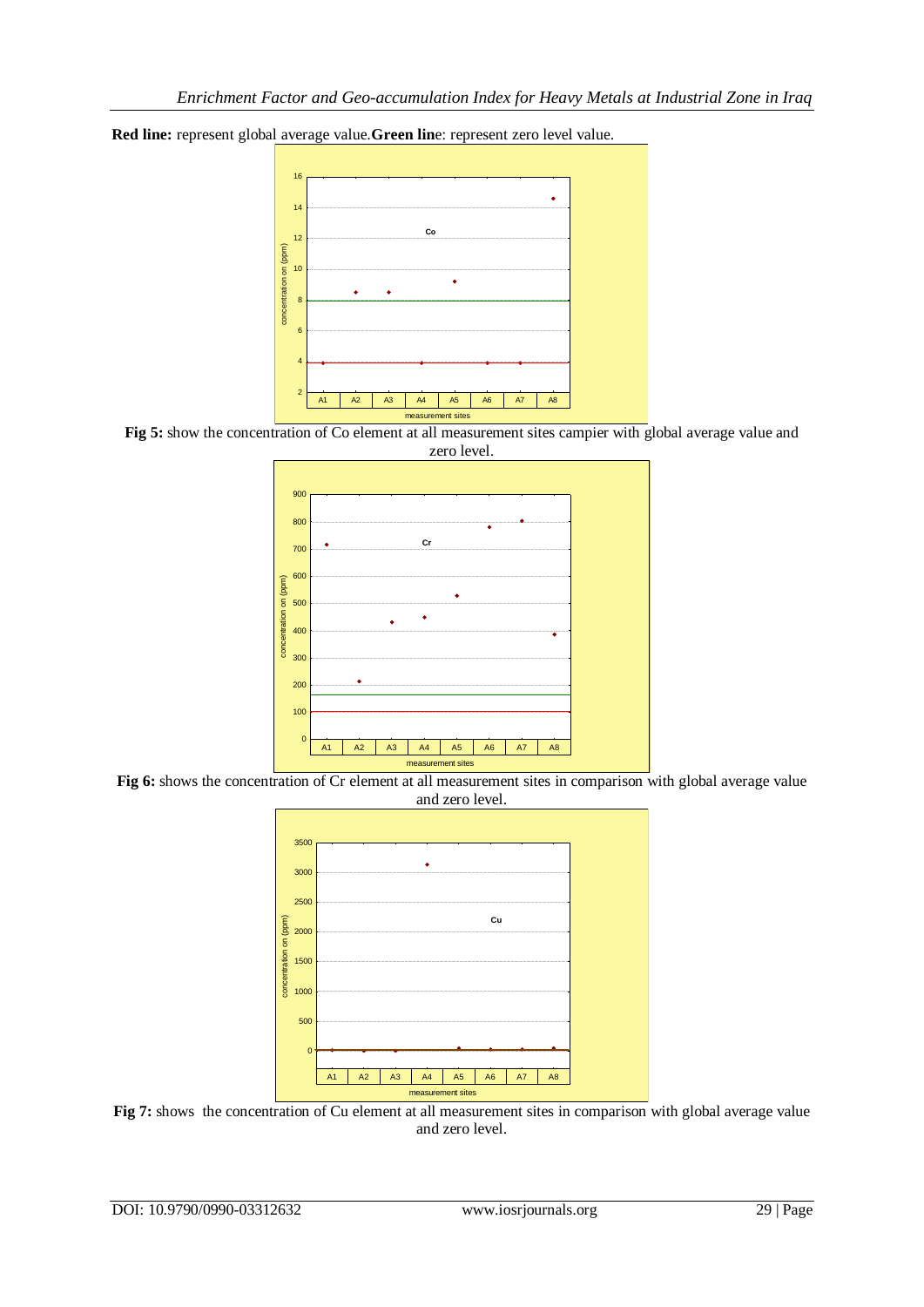**Red line:** represent global average value.**Green lin**e: represent zero level value.

**Fig 5:** show the concentration of Co element at all measurement sites campier with global average value and zero level.

**Fig 6:** shows the concentration of Cr element at all measurement sites in comparison with global average value and zero level.

**Fig 7:** shows the concentration of Cu element at all measurement sites in comparison with global average value and zero level.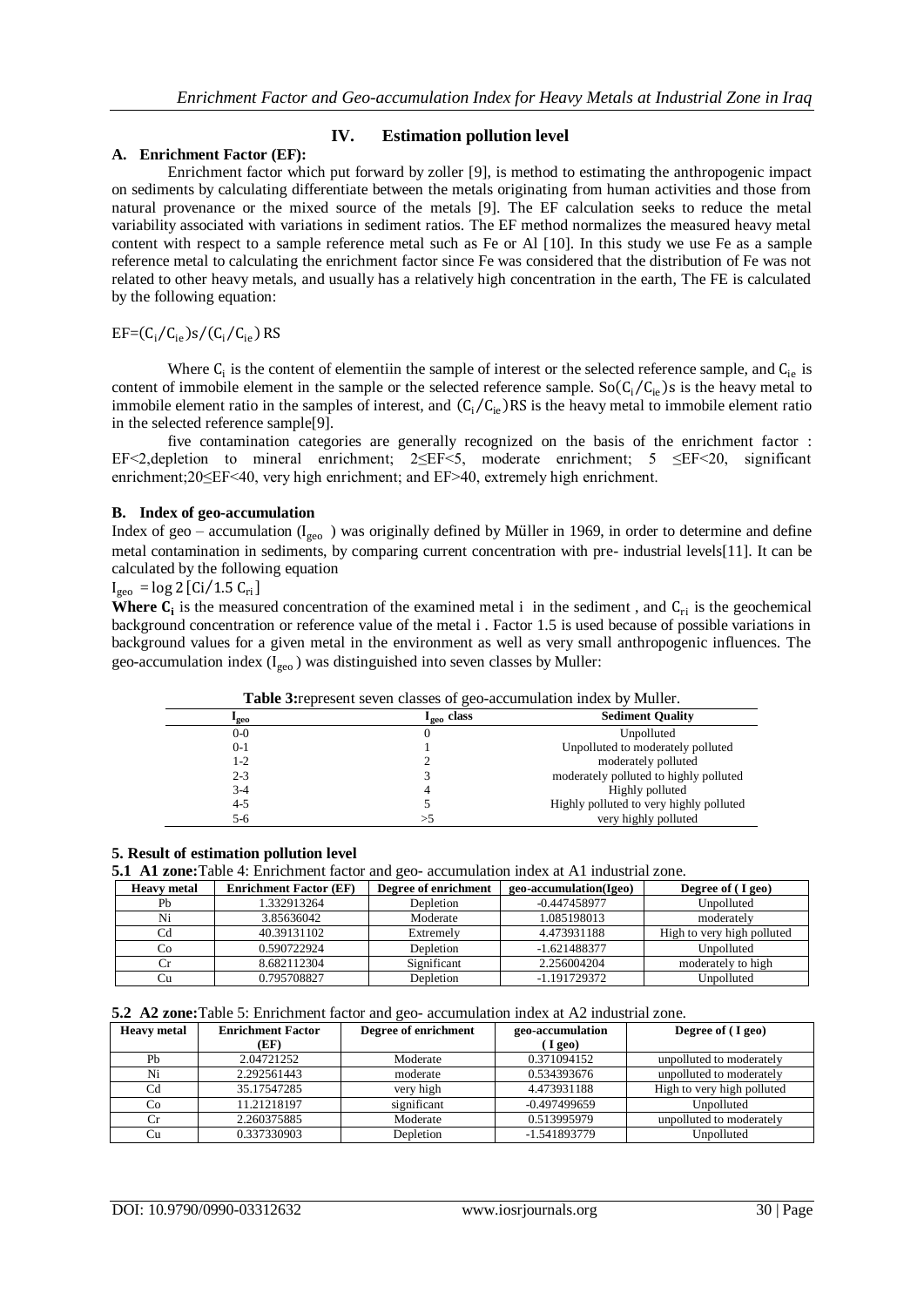## IV. Estimation pollution level

### A. Enrichment Factor (EF):

Enrichment factor which put forward by zoller [9], is method to estimating the anthropogenic impact on sediments by calculating differentiate between the metals originating from human activities and those from natural provenance or the mixed source of the metals [9]. The EF calculation seeks to reduce the metal variability associated with variations in sediment ratios. The EF method normalizes the measured heavy metal content with respect to a sample reference metal such as Fe or Al [10]. In this study we use Fe as a sample reference metal to calculating the enrichment factor since Fe was considered that the distribution of Fe was not related to other heavy metals, and usually has a relatively high concentration in the earth, The FE is calculated by the following equation:

$$EF=(C_i/C_{ie})s/(C_i/C_{ie})\,RS$$

Where $C_i$ is the content of elementiin the sample of interest or the selected reference sample, and $C_{ie}$ is content of immobile element in the sample or the selected reference sample. So$(C_i/C_{ie})$s is the heavy metal to immobile element ratio in the samples of interest, and $(C_i/C_{ie})$RS is the heavy metal to immobile element ratio in the selected reference sample[9].

five contamination categories are generally recognized on the basis of the enrichment factor : EF<2,depletion to mineral enrichment; 2≤EF<5, moderate enrichment; 5 ≤EF<20, significant enrichment;20≤EF<40, very high enrichment; and EF>40, extremely high enrichment.

### B. Index of geo-accumulation

Index of geo – accumulation ($I_{geo}$ ) was originally defined by Müller in 1969, in order to determine and define metal contamination in sediments, by comparing current concentration with pre- industrial levels[11]. It can be calculated by the following equation

$$I_{geo} = \log 2\,[Ci/1.5\,C_{ri}]$$

**Where $C_i$** is the measured concentration of the examined metal i in the sediment , and $C_{ri}$ is the geochemical background concentration or reference value of the metal i . Factor 1.5 is used because of possible variations in background values for a given metal in the environment as well as very small anthropogenic influences. The geo-accumulation index ($I_{geo}$ ) was distinguished into seven classes by Muller:

**Table 3:**represent seven classes of geo-accumulation index by Muller.

| $I_{geo}$ | $I_{geo}$ class | Sediment Quality |
|---|---|---|
| 0-0 | 0 | Unpolluted |
| 0-1 | 1 | Unpolluted to moderately polluted |
| 1-2 | 2 | moderately polluted |
| 2-3 | 3 | moderately polluted to highly polluted |
| 3-4 | 4 | Highly polluted |
| 4-5 | 5 | Highly polluted to very highly polluted |
| 5-6 | >5 | very highly polluted |

## 5. Result of estimation pollution level

**5.1 A1 zone:**Table 4: Enrichment factor and geo- accumulation index at A1 industrial zone.

| Heavy metal | Enrichment Factor (EF) | Degree of enrichment | geo-accumulation(Igeo) | Degree of ( I geo) |
|---|---|---|---|---|
| Pb | 1.332913264 | Depletion | -0.447458977 | Unpolluted |
| Ni | 3.85636042 | Moderate | 1.085198013 | moderately |
| Cd | 40.39131102 | Extremely | 4.473931188 | High to very high polluted |
| Co | 0.590722924 | Depletion | -1.621488377 | Unpolluted |
| Cr | 8.682112304 | Significant | 2.256004204 | moderately to high |
| Cu | 0.795708827 | Depletion | -1.191729372 | Unpolluted |

**5.2 A2 zone:**Table 5: Enrichment factor and geo- accumulation index at A2 industrial zone.

| Heavy metal | Enrichment Factor (EF) | Degree of enrichment | geo-accumulation ( I geo) | Degree of ( I geo) |
|---|---|---|---|---|
| Pb | 2.04721252 | Moderate | 0.371094152 | unpolluted to moderately |
| Ni | 2.292561443 | moderate | 0.534393676 | unpolluted to moderately |
| Cd | 35.17547285 | very high | 4.473931188 | High to very high polluted |
| Co | 11.21218197 | significant | -0.497499659 | Unpolluted |
| Cr | 2.260375885 | Moderate | 0.513995979 | unpolluted to moderately |
| Cu | 0.337330903 | Depletion | -1.541893779 | Unpolluted |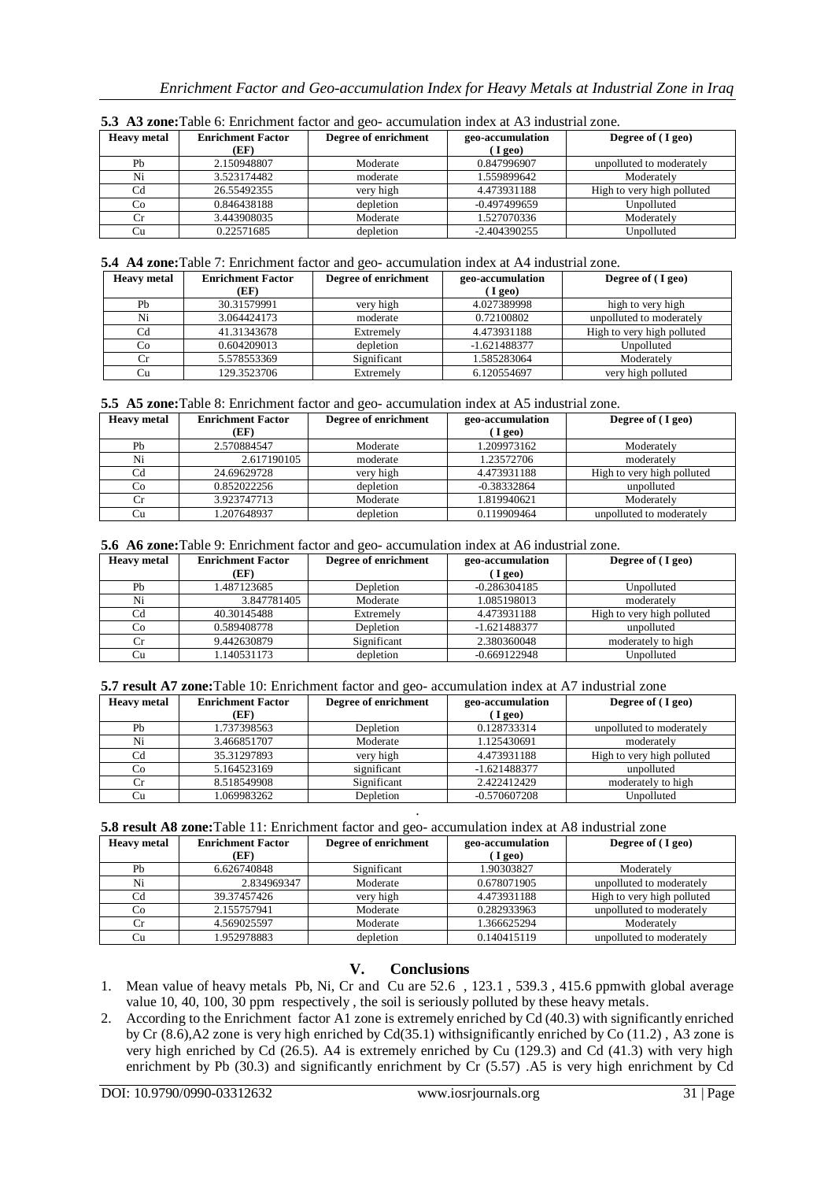**5.3 A3 zone:**Table 6: Enrichment factor and geo- accumulation index at A3 industrial zone.

| Heavy metal | Enrichment Factor (EF) | Degree of enrichment | geo-accumulation ( I geo) | Degree of ( I geo) |
|---|---|---|---|---|
| Pb | 2.150948807 | Moderate | 0.847996907 | unpolluted to moderately |
| Ni | 3.523174482 | moderate | 1.559899642 | Moderately |
| Cd | 26.55492355 | very high | 4.473931188 | High to very high polluted |
| Co | 0.846438188 | depletion | -0.497499659 | Unpolluted |
| Cr | 3.443908035 | Moderate | 1.527070336 | Moderately |
| Cu | 0.22571685 | depletion | -2.404390255 | Unpolluted |

**5.4 A4 zone:**Table 7: Enrichment factor and geo- accumulation index at A4 industrial zone.

| Heavy metal | Enrichment Factor (EF) | Degree of enrichment | geo-accumulation ( I geo) | Degree of ( I geo) |
|---|---|---|---|---|
| Pb | 30.31579991 | very high | 4.027389998 | high to very high |
| Ni | 3.064424173 | moderate | 0.72100802 | unpolluted to moderately |
| Cd | 41.31343678 | Extremely | 4.473931188 | High to very high polluted |
| Co | 0.604209013 | depletion | -1.621488377 | Unpolluted |
| Cr | 5.578553369 | Significant | 1.585283064 | Moderately |
| Cu | 129.3523706 | Extremely | 6.120554697 | very high polluted |

**5.5 A5 zone:**Table 8: Enrichment factor and geo- accumulation index at A5 industrial zone.

| Heavy metal | Enrichment Factor (EF) | Degree of enrichment | geo-accumulation ( I geo) | Degree of ( I geo) |
|---|---|---|---|---|
| Pb | 2.570884547 | Moderate | 1.209973162 | Moderately |
| Ni | 2.617190105 | moderate | 1.23572706 | moderately |
| Cd | 24.69629728 | very high | 4.473931188 | High to very high polluted |
| Co | 0.852022256 | depletion | -0.38332864 | unpolluted |
| Cr | 3.923747713 | Moderate | 1.819940621 | Moderately |
| Cu | 1.207648937 | depletion | 0.119909464 | unpolluted to moderately |

**5.6 A6 zone:**Table 9: Enrichment factor and geo- accumulation index at A6 industrial zone.

| Heavy metal | Enrichment Factor (EF) | Degree of enrichment | geo-accumulation ( I geo) | Degree of ( I geo) |
|---|---|---|---|---|
| Pb | 1.487123685 | Depletion | -0.286304185 | Unpolluted |
| Ni | 3.847781405 | Moderate | 1.085198013 | moderately |
| Cd | 40.30145488 | Extremely | 4.473931188 | High to very high polluted |
| Co | 0.589408778 | Depletion | -1.621488377 | unpolluted |
| Cr | 9.442630879 | Significant | 2.380360048 | moderately to high |
| Cu | 1.140531173 | depletion | -0.669122948 | Unpolluted |

**5.7 result A7 zone:**Table 10: Enrichment factor and geo- accumulation index at A7 industrial zone

| Heavy metal | Enrichment Factor (EF) | Degree of enrichment | geo-accumulation ( I geo) | Degree of ( I geo) |
|---|---|---|---|---|
| Pb | 1.737398563 | Depletion | 0.128733314 | unpolluted to moderately |
| Ni | 3.466851707 | Moderate | 1.125430691 | moderately |
| Cd | 35.31297893 | very high | 4.473931188 | High to very high polluted |
| Co | 5.164523169 | significant | -1.621488377 | unpolluted |
| Cr | 8.518549908 | Significant | 2.422412429 | moderately to high |
| Cu | 1.069983262 | Depletion | -0.570607208 | Unpolluted |

**5.8 result A8 zone:**Table 11: Enrichment factor and geo- accumulation index at A8 industrial zone

| Heavy metal | Enrichment Factor (EF) | Degree of enrichment | geo-accumulation ( I geo) | Degree of ( I geo) |
|---|---|---|---|---|
| Pb | 6.626740848 | Significant | 1.90303827 | Moderately |
| Ni | 2.834969347 | Moderate | 0.678071905 | unpolluted to moderately |
| Cd | 39.37457426 | very high | 4.473931188 | High to very high polluted |
| Co | 2.155757941 | Moderate | 0.282933963 | unpolluted to moderately |
| Cr | 4.569025597 | Moderate | 1.366625294 | Moderately |
| Cu | 1.952978883 | depletion | 0.140415119 | unpolluted to moderately |

## V. Conclusions

1. Mean value of heavy metals Pb, Ni, Cr and Cu are 52.6 , 123.1 , 539.3 , 415.6 ppmwith global average value 10, 40, 100, 30 ppm respectively , the soil is seriously polluted by these heavy metals.
2. According to the Enrichment factor A1 zone is extremely enriched by Cd (40.3) with significantly enriched by Cr (8.6),A2 zone is very high enriched by Cd(35.1) withsignificantly enriched by Co (11.2) , A3 zone is very high enriched by Cd (26.5). A4 is extremely enriched by Cu (129.3) and Cd (41.3) with very high enrichment by Pb (30.3) and significantly enrichment by Cr (5.57) .A5 is very high enrichment by Cd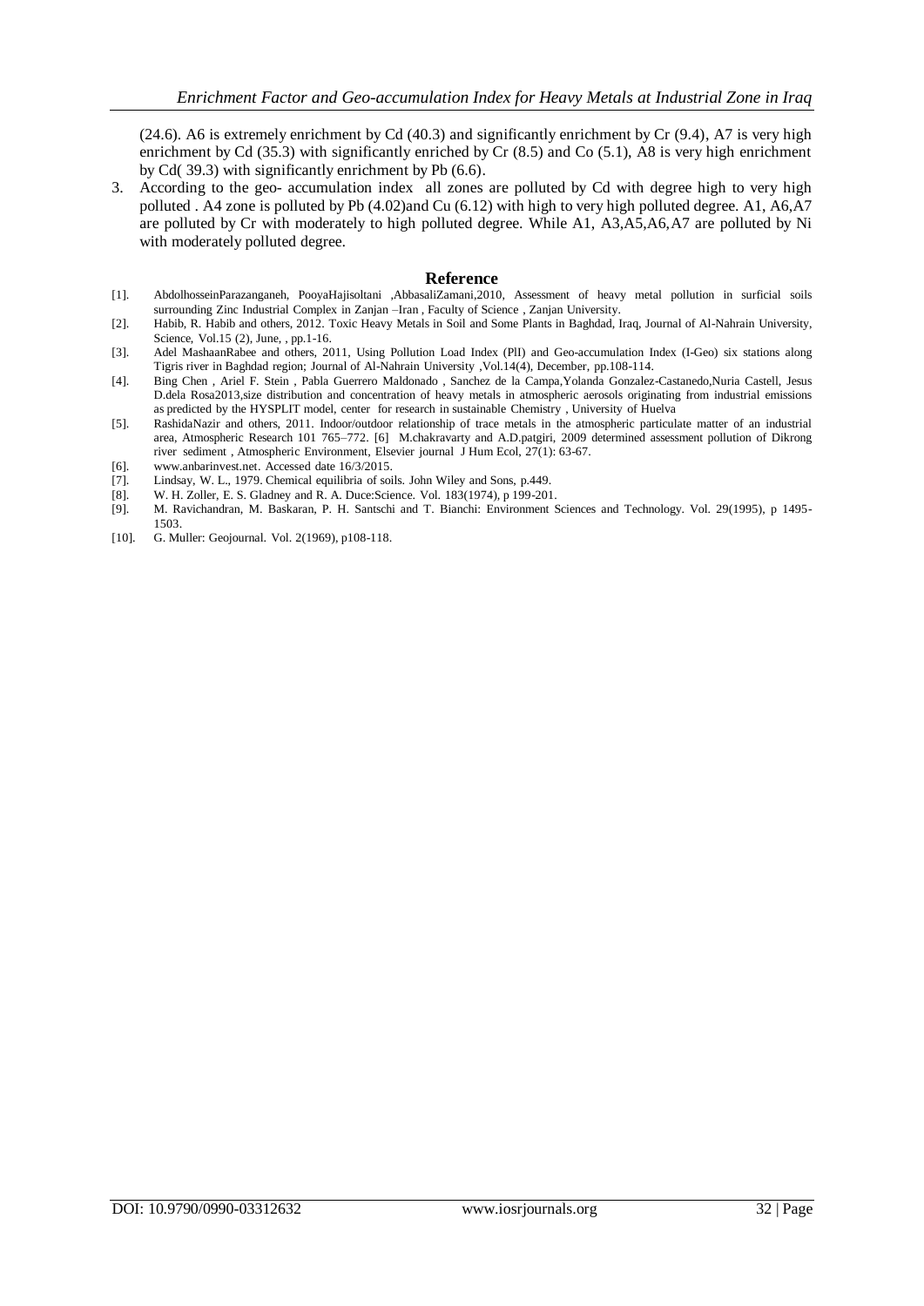(24.6). A6 is extremely enrichment by Cd (40.3) and significantly enrichment by Cr (9.4), A7 is very high enrichment by Cd (35.3) with significantly enriched by Cr (8.5) and Co (5.1), A8 is very high enrichment by Cd( 39.3) with significantly enrichment by Pb (6.6).

3. According to the geo- accumulation index all zones are polluted by Cd with degree high to very high polluted . A4 zone is polluted by Pb (4.02)and Cu (6.12) with high to very high polluted degree. A1, A6,A7 are polluted by Cr with moderately to high polluted degree. While A1, A3,A5,A6,A7 are polluted by Ni with moderately polluted degree.

## Reference

[1]. AbdolhosseinParazanganeh, PooyaHajisoltani ,AbbasaliZamani,2010, Assessment of heavy metal pollution in surficial soils surrounding Zinc Industrial Complex in Zanjan –Iran , Faculty of Science , Zanjan University.

[2]. Habib, R. Habib and others, 2012. Toxic Heavy Metals in Soil and Some Plants in Baghdad, Iraq, Journal of Al-Nahrain University, Science, Vol.15 (2), June, , pp.1-16.

[3]. Adel MashaanRabee and others, 2011, Using Pollution Load Index (PlI) and Geo-accumulation Index (I-Geo) six stations along Tigris river in Baghdad region; Journal of Al-Nahrain University ,Vol.14(4), December, pp.108-114.

[4]. Bing Chen , Ariel F. Stein , Pabla Guerrero Maldonado , Sanchez de la Campa,Yolanda Gonzalez-Castanedo,Nuria Castell, Jesus D.dela Rosa2013,size distribution and concentration of heavy metals in atmospheric aerosols originating from industrial emissions as predicted by the HYSPLIT model, center for research in sustainable Chemistry , University of Huelva

[5]. RashidaNazir and others, 2011. Indoor/outdoor relationship of trace metals in the atmospheric particulate matter of an industrial area, Atmospheric Research 101 765–772. [6] M.chakravarty and A.D.patgiri, 2009 determined assessment pollution of Dikrong river sediment , Atmospheric Environment, Elsevier journal J Hum Ecol, 27(1): 63-67.

[6]. www.anbarinvest.net. Accessed date 16/3/2015.

[7]. Lindsay, W. L., 1979. Chemical equilibria of soils. John Wiley and Sons, p.449.

[8]. W. H. Zoller, E. S. Gladney and R. A. Duce:Science. Vol. 183(1974), p 199-201.

[9]. M. Ravichandran, M. Baskaran, P. H. Santschi and T. Bianchi: Environment Sciences and Technology. Vol. 29(1995), p 1495-1503.

[10]. G. Muller: Geojournal. Vol. 2(1969), p108-118.